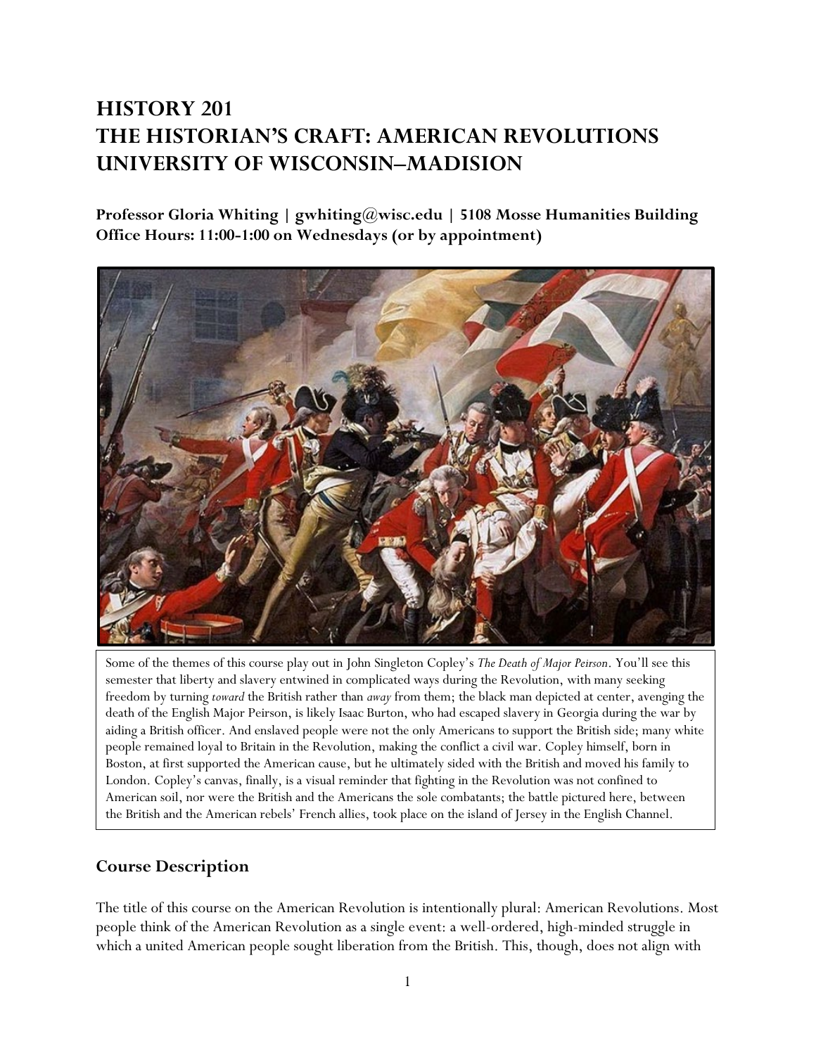# HISTORY 201
# THE HISTORIAN'S CRAFT: AMERICAN REVOLUTIONS
# UNIVERSITY OF WISCONSIN–MADISION

**Professor Gloria Whiting | gwhiting@wisc.edu | 5108 Mosse Humanities Building**
**Office Hours: 11:00-1:00 on Wednesdays (or by appointment)**

Some of the themes of this course play out in John Singleton Copley's *The Death of Major Peirson*. You'll see this semester that liberty and slavery entwined in complicated ways during the Revolution, with many seeking freedom by turning *toward* the British rather than *away* from them; the black man depicted at center, avenging the death of the English Major Peirson, is likely Isaac Burton, who had escaped slavery in Georgia during the war by aiding a British officer. And enslaved people were not the only Americans to support the British side; many white people remained loyal to Britain in the Revolution, making the conflict a civil war. Copley himself, born in Boston, at first supported the American cause, but he ultimately sided with the British and moved his family to London. Copley's canvas, finally, is a visual reminder that fighting in the Revolution was not confined to American soil, nor were the British and the Americans the sole combatants; the battle pictured here, between the British and the American rebels' French allies, took place on the island of Jersey in the English Channel.

## Course Description

The title of this course on the American Revolution is intentionally plural: American Revolutions. Most people think of the American Revolution as a single event: a well-ordered, high-minded struggle in which a united American people sought liberation from the British. This, though, does not align with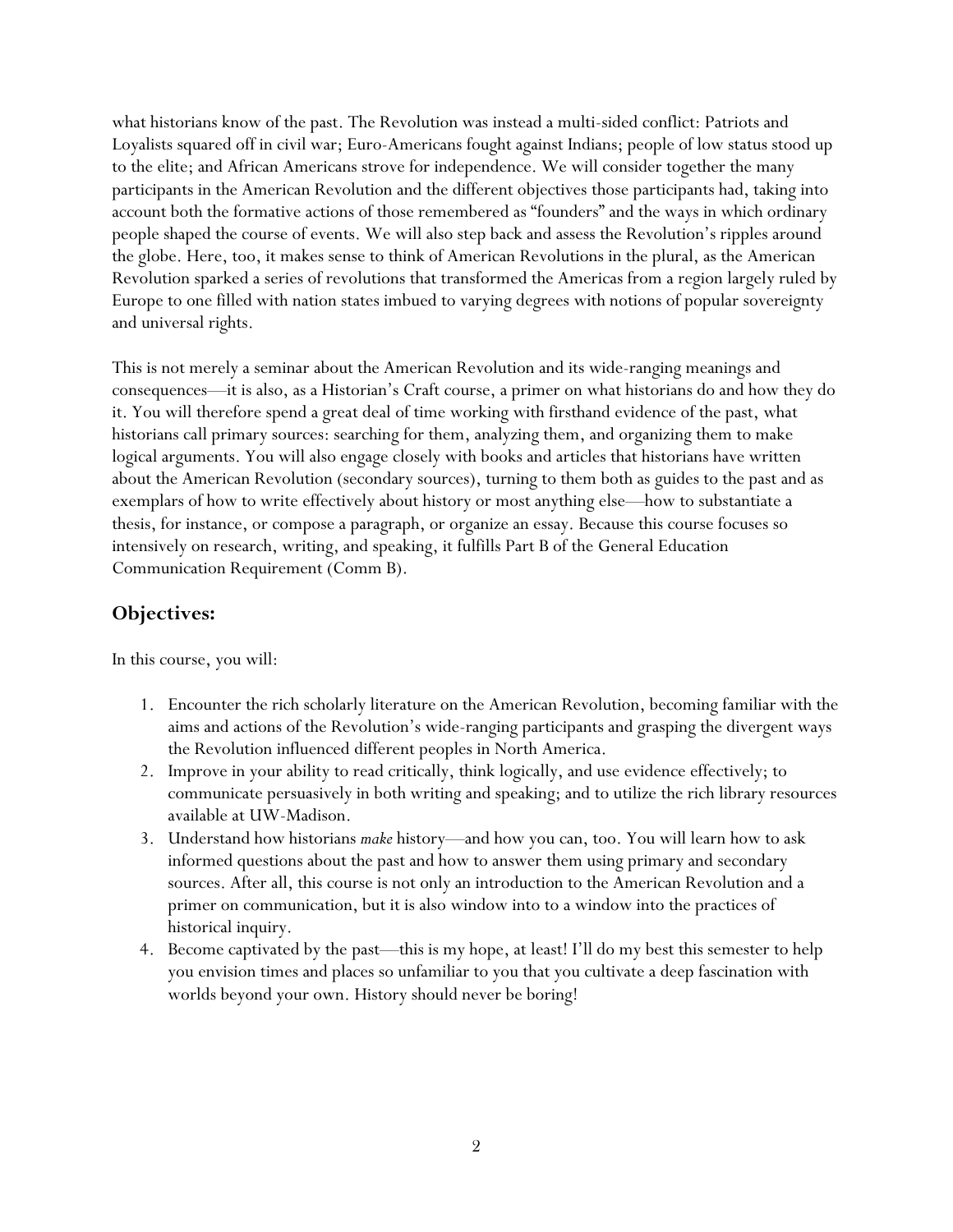what historians know of the past. The Revolution was instead a multi-sided conflict: Patriots and Loyalists squared off in civil war; Euro-Americans fought against Indians; people of low status stood up to the elite; and African Americans strove for independence. We will consider together the many participants in the American Revolution and the different objectives those participants had, taking into account both the formative actions of those remembered as "founders" and the ways in which ordinary people shaped the course of events. We will also step back and assess the Revolution's ripples around the globe. Here, too, it makes sense to think of American Revolutions in the plural, as the American Revolution sparked a series of revolutions that transformed the Americas from a region largely ruled by Europe to one filled with nation states imbued to varying degrees with notions of popular sovereignty and universal rights.

This is not merely a seminar about the American Revolution and its wide-ranging meanings and consequences—it is also, as a Historian's Craft course, a primer on what historians do and how they do it. You will therefore spend a great deal of time working with firsthand evidence of the past, what historians call primary sources: searching for them, analyzing them, and organizing them to make logical arguments. You will also engage closely with books and articles that historians have written about the American Revolution (secondary sources), turning to them both as guides to the past and as exemplars of how to write effectively about history or most anything else—how to substantiate a thesis, for instance, or compose a paragraph, or organize an essay. Because this course focuses so intensively on research, writing, and speaking, it fulfills Part B of the General Education Communication Requirement (Comm B).

## Objectives:

In this course, you will:

1. Encounter the rich scholarly literature on the American Revolution, becoming familiar with the aims and actions of the Revolution's wide-ranging participants and grasping the divergent ways the Revolution influenced different peoples in North America.
2. Improve in your ability to read critically, think logically, and use evidence effectively; to communicate persuasively in both writing and speaking; and to utilize the rich library resources available at UW-Madison.
3. Understand how historians *make* history—and how you can, too. You will learn how to ask informed questions about the past and how to answer them using primary and secondary sources. After all, this course is not only an introduction to the American Revolution and a primer on communication, but it is also window into to a window into the practices of historical inquiry.
4. Become captivated by the past—this is my hope, at least! I'll do my best this semester to help you envision times and places so unfamiliar to you that you cultivate a deep fascination with worlds beyond your own. History should never be boring!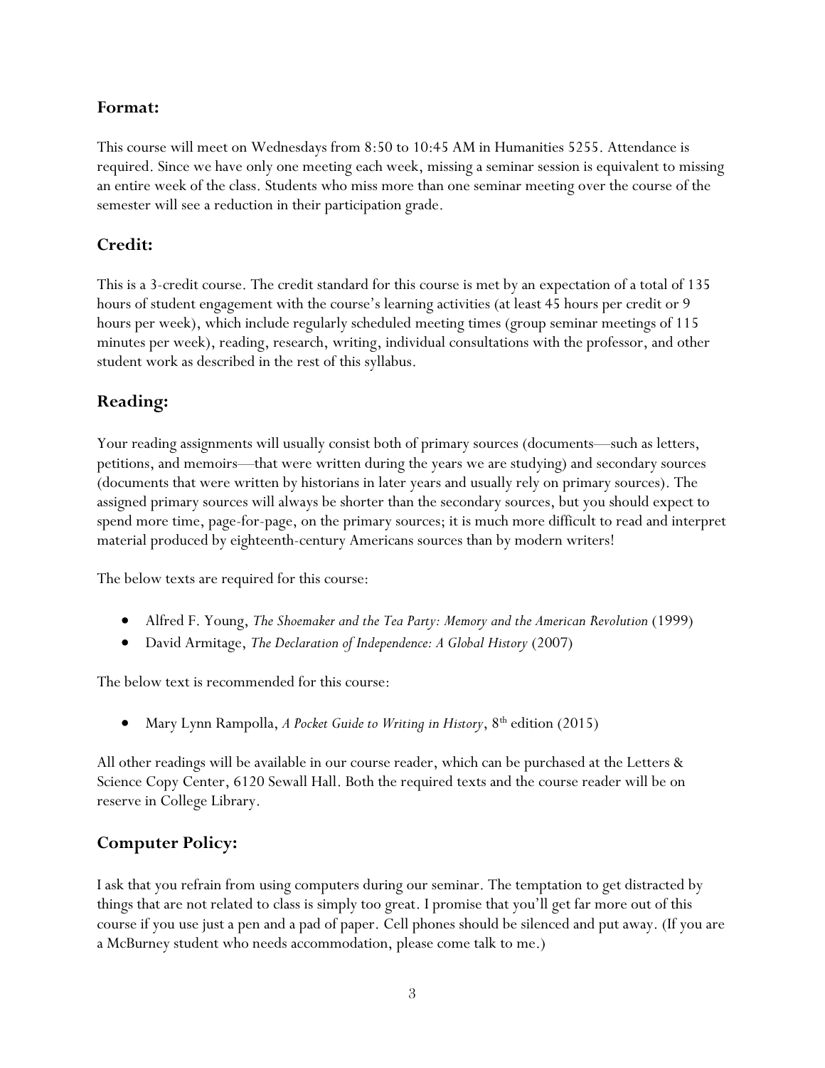## Format:

This course will meet on Wednesdays from 8:50 to 10:45 AM in Humanities 5255. Attendance is required. Since we have only one meeting each week, missing a seminar session is equivalent to missing an entire week of the class. Students who miss more than one seminar meeting over the course of the semester will see a reduction in their participation grade.

## Credit:

This is a 3-credit course. The credit standard for this course is met by an expectation of a total of 135 hours of student engagement with the course's learning activities (at least 45 hours per credit or 9 hours per week), which include regularly scheduled meeting times (group seminar meetings of 115 minutes per week), reading, research, writing, individual consultations with the professor, and other student work as described in the rest of this syllabus.

## Reading:

Your reading assignments will usually consist both of primary sources (documents—such as letters, petitions, and memoirs—that were written during the years we are studying) and secondary sources (documents that were written by historians in later years and usually rely on primary sources). The assigned primary sources will always be shorter than the secondary sources, but you should expect to spend more time, page-for-page, on the primary sources; it is much more difficult to read and interpret material produced by eighteenth-century Americans sources than by modern writers!

The below texts are required for this course:

- Alfred F. Young, *The Shoemaker and the Tea Party: Memory and the American Revolution* (1999)
- David Armitage, *The Declaration of Independence: A Global History* (2007)

The below text is recommended for this course:

- Mary Lynn Rampolla, *A Pocket Guide to Writing in History*, 8th edition (2015)

All other readings will be available in our course reader, which can be purchased at the Letters & Science Copy Center, 6120 Sewall Hall. Both the required texts and the course reader will be on reserve in College Library.

## Computer Policy:

I ask that you refrain from using computers during our seminar. The temptation to get distracted by things that are not related to class is simply too great. I promise that you'll get far more out of this course if you use just a pen and a pad of paper. Cell phones should be silenced and put away. (If you are a McBurney student who needs accommodation, please come talk to me.)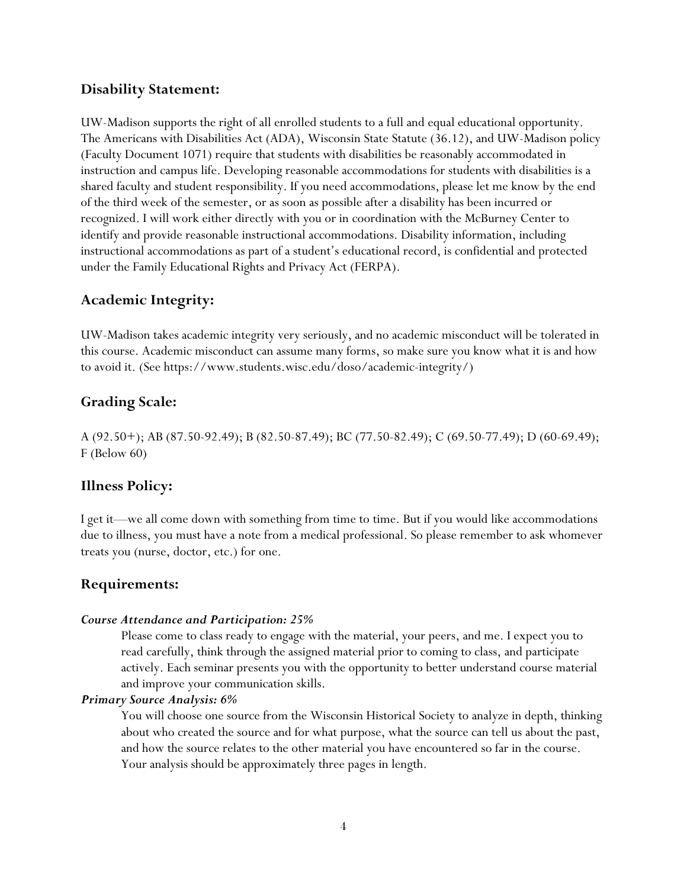## Disability Statement:

UW-Madison supports the right of all enrolled students to a full and equal educational opportunity. The Americans with Disabilities Act (ADA), Wisconsin State Statute (36.12), and UW-Madison policy (Faculty Document 1071) require that students with disabilities be reasonably accommodated in instruction and campus life. Developing reasonable accommodations for students with disabilities is a shared faculty and student responsibility. If you need accommodations, please let me know by the end of the third week of the semester, or as soon as possible after a disability has been incurred or recognized. I will work either directly with you or in coordination with the McBurney Center to identify and provide reasonable instructional accommodations. Disability information, including instructional accommodations as part of a student's educational record, is confidential and protected under the Family Educational Rights and Privacy Act (FERPA).

## Academic Integrity:

UW-Madison takes academic integrity very seriously, and no academic misconduct will be tolerated in this course. Academic misconduct can assume many forms, so make sure you know what it is and how to avoid it. (See https://www.students.wisc.edu/doso/academic-integrity/)

## Grading Scale:

A (92.50+); AB (87.50-92.49); B (82.50-87.49); BC (77.50-82.49); C (69.50-77.49); D (60-69.49); F (Below 60)

## Illness Policy:

I get it—we all come down with something from time to time. But if you would like accommodations due to illness, you must have a note from a medical professional. So please remember to ask whomever treats you (nurse, doctor, etc.) for one.

## Requirements:

***Course Attendance and Participation: 25%***

Please come to class ready to engage with the material, your peers, and me. I expect you to read carefully, think through the assigned material prior to coming to class, and participate actively. Each seminar presents you with the opportunity to better understand course material and improve your communication skills.

***Primary Source Analysis: 6%***

You will choose one source from the Wisconsin Historical Society to analyze in depth, thinking about who created the source and for what purpose, what the source can tell us about the past, and how the source relates to the other material you have encountered so far in the course. Your analysis should be approximately three pages in length.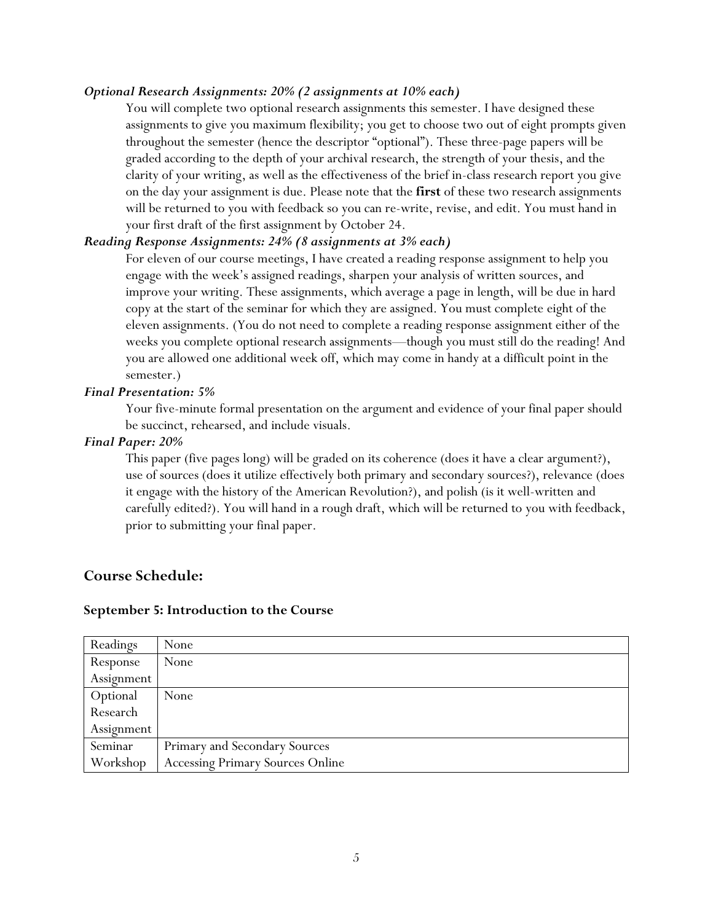***Optional Research Assignments: 20% (2 assignments at 10% each)***

You will complete two optional research assignments this semester. I have designed these assignments to give you maximum flexibility; you get to choose two out of eight prompts given throughout the semester (hence the descriptor "optional"). These three-page papers will be graded according to the depth of your archival research, the strength of your thesis, and the clarity of your writing, as well as the effectiveness of the brief in-class research report you give on the day your assignment is due. Please note that the **first** of these two research assignments will be returned to you with feedback so you can re-write, revise, and edit. You must hand in your first draft of the first assignment by October 24.

***Reading Response Assignments: 24% (8 assignments at 3% each)***

For eleven of our course meetings, I have created a reading response assignment to help you engage with the week's assigned readings, sharpen your analysis of written sources, and improve your writing. These assignments, which average a page in length, will be due in hard copy at the start of the seminar for which they are assigned. You must complete eight of the eleven assignments. (You do not need to complete a reading response assignment either of the weeks you complete optional research assignments—though you must still do the reading! And you are allowed one additional week off, which may come in handy at a difficult point in the semester.)

***Final Presentation: 5%***

Your five-minute formal presentation on the argument and evidence of your final paper should be succinct, rehearsed, and include visuals.

***Final Paper: 20%***

This paper (five pages long) will be graded on its coherence (does it have a clear argument?), use of sources (does it utilize effectively both primary and secondary sources?), relevance (does it engage with the history of the American Revolution?), and polish (is it well-written and carefully edited?). You will hand in a rough draft, which will be returned to you with feedback, prior to submitting your final paper.

## Course Schedule:

### September 5: Introduction to the Course

| Readings | None |
|---|---|
| Response Assignment | None |
| Optional Research Assignment | None |
| Seminar Workshop | Primary and Secondary Sources<br>Accessing Primary Sources Online |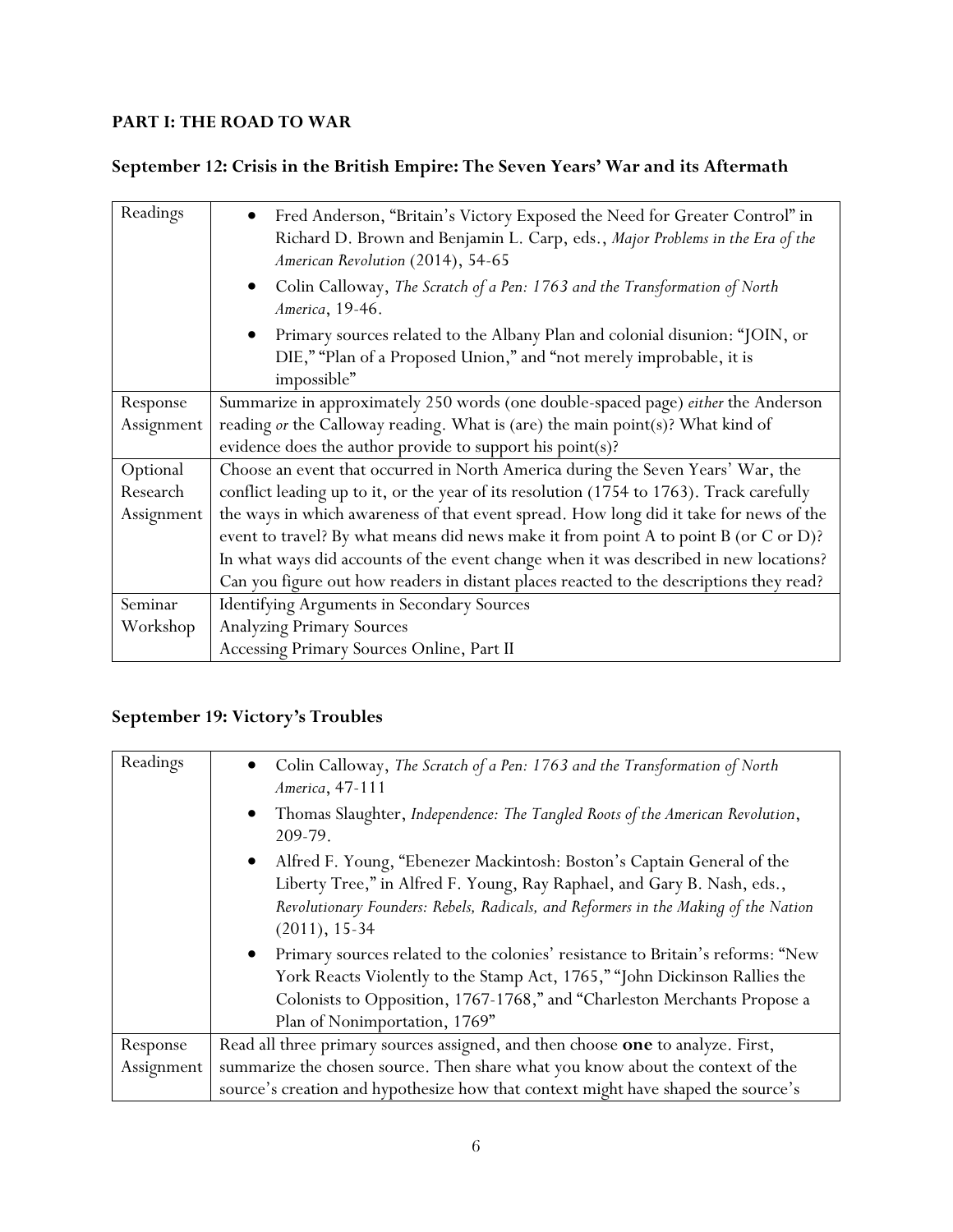## PART I: THE ROAD TO WAR

### September 12: Crisis in the British Empire: The Seven Years' War and its Aftermath

| | |
|---|---|
| Readings | • Fred Anderson, "Britain's Victory Exposed the Need for Greater Control" in Richard D. Brown and Benjamin L. Carp, eds., *Major Problems in the Era of the American Revolution* (2014), 54-65<br>• Colin Calloway, *The Scratch of a Pen: 1763 and the Transformation of North America*, 19-46.<br>• Primary sources related to the Albany Plan and colonial disunion: "JOIN, or DIE," "Plan of a Proposed Union," and "not merely improbable, it is impossible" |
| Response Assignment | Summarize in approximately 250 words (one double-spaced page) *either* the Anderson reading *or* the Calloway reading. What is (are) the main point(s)? What kind of evidence does the author provide to support his point(s)? |
| Optional Research Assignment | Choose an event that occurred in North America during the Seven Years' War, the conflict leading up to it, or the year of its resolution (1754 to 1763). Track carefully the ways in which awareness of that event spread. How long did it take for news of the event to travel? By what means did news make it from point A to point B (or C or D)? In what ways did accounts of the event change when it was described in new locations? Can you figure out how readers in distant places reacted to the descriptions they read? |
| Seminar Workshop | Identifying Arguments in Secondary Sources<br>Analyzing Primary Sources<br>Accessing Primary Sources Online, Part II |

### September 19: Victory's Troubles

| | |
|---|---|
| Readings | • Colin Calloway, *The Scratch of a Pen: 1763 and the Transformation of North America*, 47-111<br>• Thomas Slaughter, *Independence: The Tangled Roots of the American Revolution*, 209-79.<br>• Alfred F. Young, "Ebenezer Mackintosh: Boston's Captain General of the Liberty Tree," in Alfred F. Young, Ray Raphael, and Gary B. Nash, eds., *Revolutionary Founders: Rebels, Radicals, and Reformers in the Making of the Nation* (2011), 15-34<br>• Primary sources related to the colonies' resistance to Britain's reforms: "New York Reacts Violently to the Stamp Act, 1765," "John Dickinson Rallies the Colonists to Opposition, 1767-1768," and "Charleston Merchants Propose a Plan of Nonimportation, 1769" |
| Response Assignment | Read all three primary sources assigned, and then choose **one** to analyze. First, summarize the chosen source. Then share what you know about the context of the source's creation and hypothesize how that context might have shaped the source's |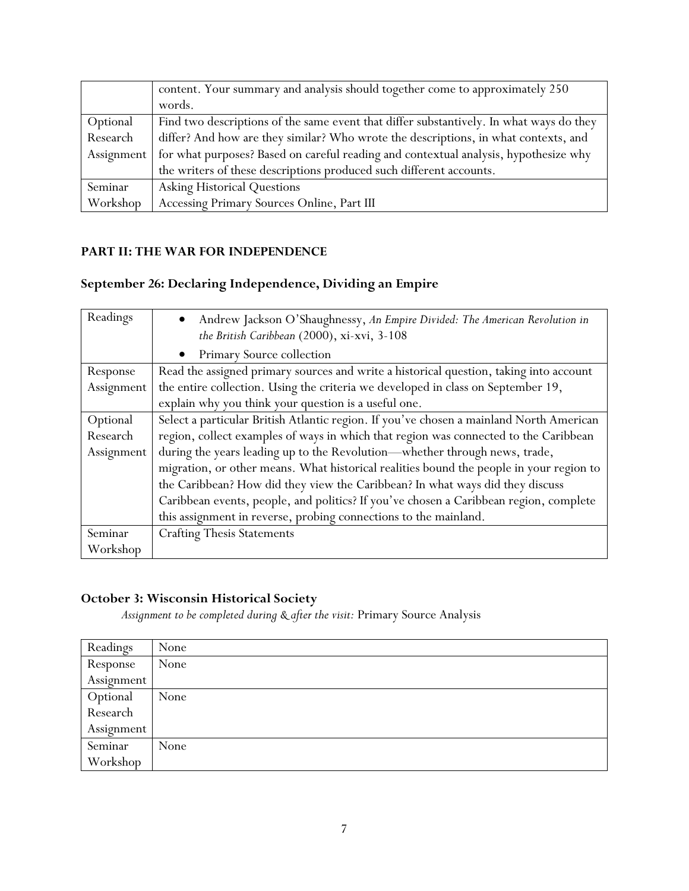| | |
|---|---|
| | content. Your summary and analysis should together come to approximately 250 words. |
| Optional Research Assignment | Find two descriptions of the same event that differ substantively. In what ways do they differ? And how are they similar? Who wrote the descriptions, in what contexts, and for what purposes? Based on careful reading and contextual analysis, hypothesize why the writers of these descriptions produced such different accounts. |
| Seminar Workshop | Asking Historical Questions<br>Accessing Primary Sources Online, Part III |

### PART II: THE WAR FOR INDEPENDENCE

## September 26: Declaring Independence, Dividing an Empire

| | |
|---|---|
| Readings | • Andrew Jackson O'Shaughnessy, *An Empire Divided: The American Revolution in the British Caribbean* (2000), xi-xvi, 3-108<br>• Primary Source collection |
| Response Assignment | Read the assigned primary sources and write a historical question, taking into account the entire collection. Using the criteria we developed in class on September 19, explain why you think your question is a useful one. |
| Optional Research Assignment | Select a particular British Atlantic region. If you've chosen a mainland North American region, collect examples of ways in which that region was connected to the Caribbean during the years leading up to the Revolution—whether through news, trade, migration, or other means. What historical realities bound the people in your region to the Caribbean? How did they view the Caribbean? In what ways did they discuss Caribbean events, people, and politics? If you've chosen a Caribbean region, complete this assignment in reverse, probing connections to the mainland. |
| Seminar Workshop | Crafting Thesis Statements |

## October 3: Wisconsin Historical Society

*Assignment to be completed during & after the visit:* Primary Source Analysis

| | |
|---|---|
| Readings | None |
| Response Assignment | None |
| Optional Research Assignment | None |
| Seminar Workshop | None |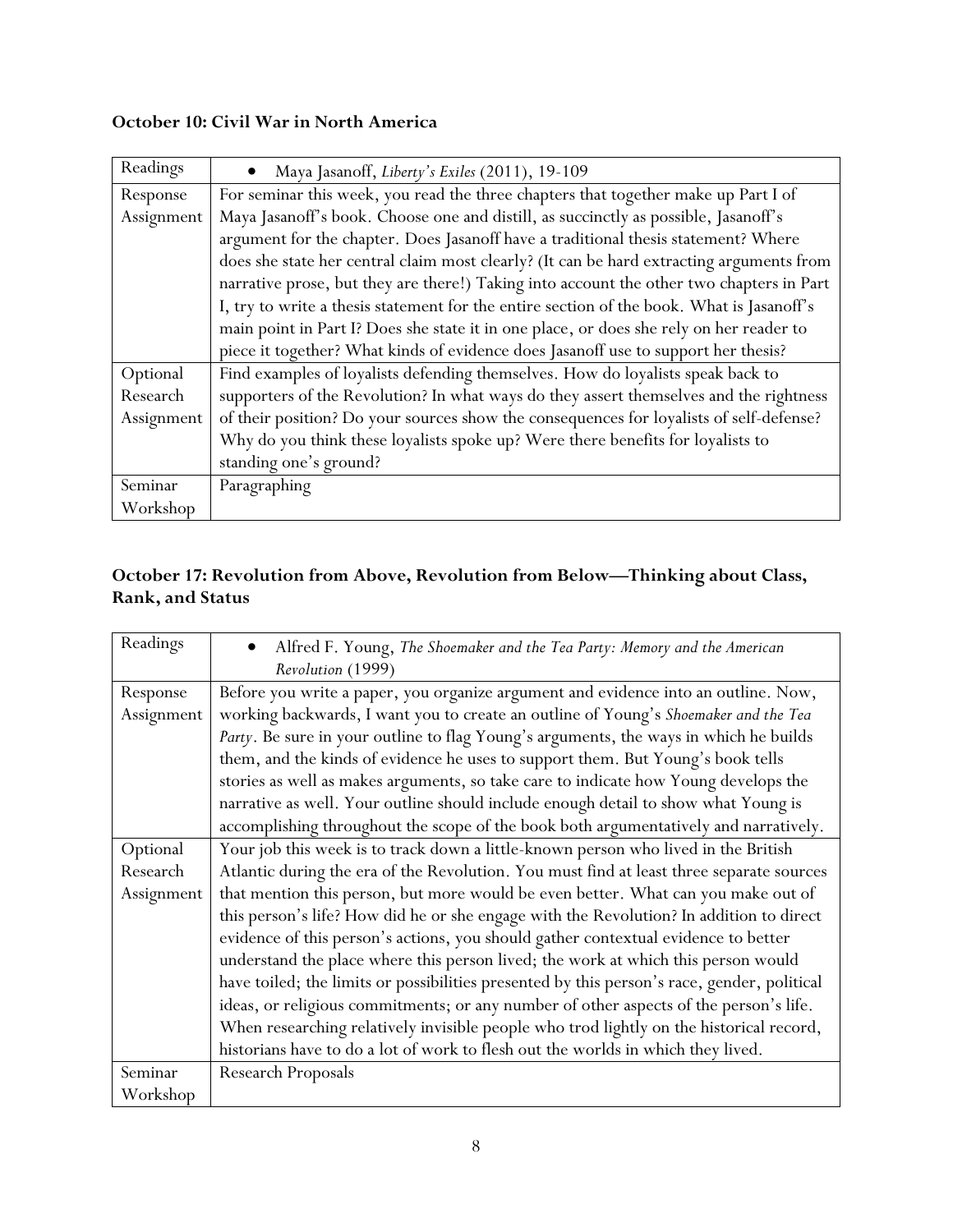**October 10: Civil War in North America**

| Readings | • Maya Jasanoff, *Liberty's Exiles* (2011), 19-109 |
|---|---|
| Response Assignment | For seminar this week, you read the three chapters that together make up Part I of Maya Jasanoff's book. Choose one and distill, as succinctly as possible, Jasanoff's argument for the chapter. Does Jasanoff have a traditional thesis statement? Where does she state her central claim most clearly? (It can be hard extracting arguments from narrative prose, but they are there!) Taking into account the other two chapters in Part I, try to write a thesis statement for the entire section of the book. What is Jasanoff's main point in Part I? Does she state it in one place, or does she rely on her reader to piece it together? What kinds of evidence does Jasanoff use to support her thesis? |
| Optional Research Assignment | Find examples of loyalists defending themselves. How do loyalists speak back to supporters of the Revolution? In what ways do they assert themselves and the rightness of their position? Do your sources show the consequences for loyalists of self-defense? Why do you think these loyalists spoke up? Were there benefits for loyalists to standing one's ground? |
| Seminar Workshop | Paragraphing |

**October 17: Revolution from Above, Revolution from Below—Thinking about Class, Rank, and Status**

| Readings | • Alfred F. Young, *The Shoemaker and the Tea Party: Memory and the American Revolution* (1999) |
|---|---|
| Response Assignment | Before you write a paper, you organize argument and evidence into an outline. Now, working backwards, I want you to create an outline of Young's *Shoemaker and the Tea Party*. Be sure in your outline to flag Young's arguments, the ways in which he builds them, and the kinds of evidence he uses to support them. But Young's book tells stories as well as makes arguments, so take care to indicate how Young develops the narrative as well. Your outline should include enough detail to show what Young is accomplishing throughout the scope of the book both argumentatively and narratively. |
| Optional Research Assignment | Your job this week is to track down a little-known person who lived in the British Atlantic during the era of the Revolution. You must find at least three separate sources that mention this person, but more would be even better. What can you make out of this person's life? How did he or she engage with the Revolution? In addition to direct evidence of this person's actions, you should gather contextual evidence to better understand the place where this person lived; the work at which this person would have toiled; the limits or possibilities presented by this person's race, gender, political ideas, or religious commitments; or any number of other aspects of the person's life. When researching relatively invisible people who trod lightly on the historical record, historians have to do a lot of work to flesh out the worlds in which they lived. |
| Seminar Workshop | Research Proposals |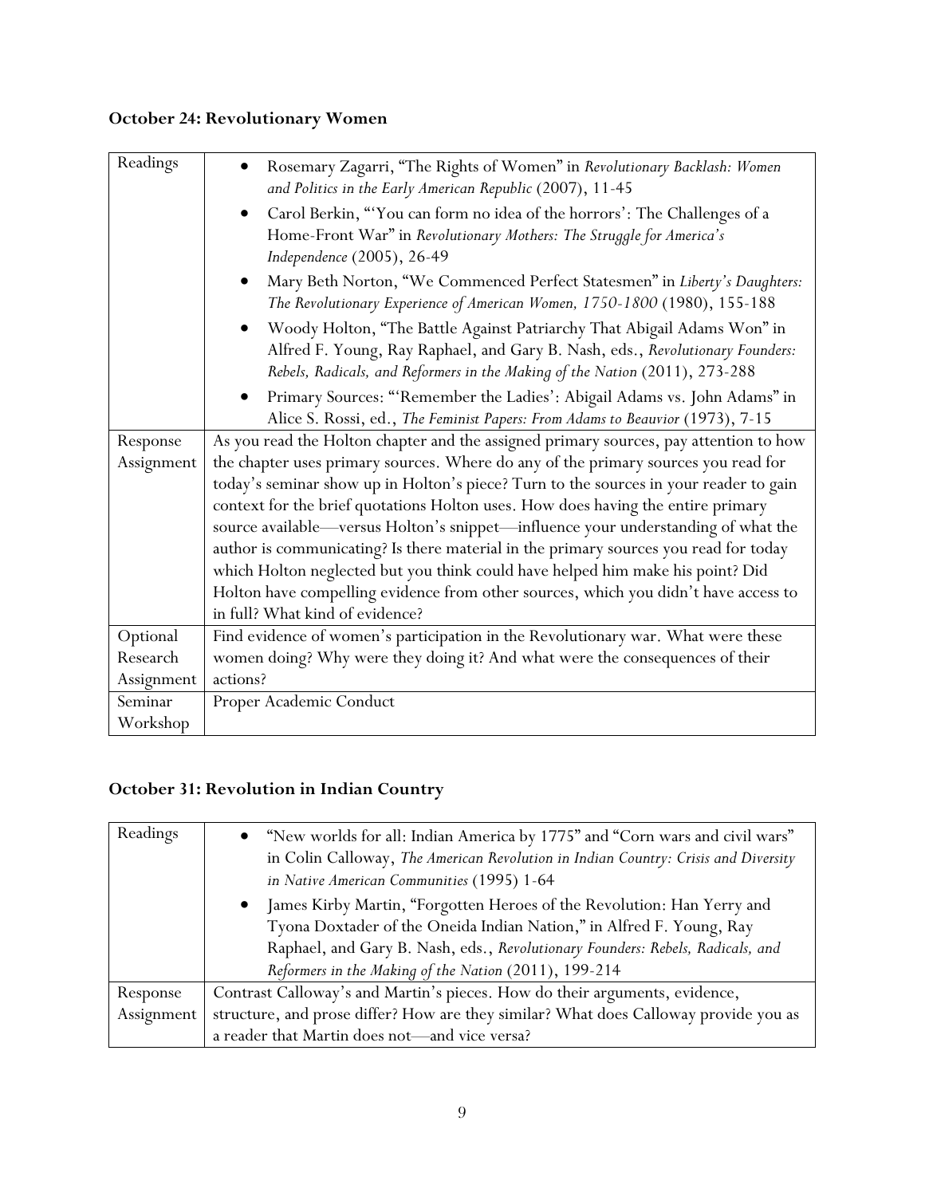**October 24: Revolutionary Women**

| | |
|---|---|
| Readings | • Rosemary Zagarri, "The Rights of Women" in *Revolutionary Backlash: Women and Politics in the Early American Republic* (2007), 11-45<br>• Carol Berkin, "'You can form no idea of the horrors': The Challenges of a Home-Front War" in *Revolutionary Mothers: The Struggle for America's Independence* (2005), 26-49<br>• Mary Beth Norton, "We Commenced Perfect Statesmen" in *Liberty's Daughters: The Revolutionary Experience of American Women, 1750-1800* (1980), 155-188<br>• Woody Holton, "The Battle Against Patriarchy That Abigail Adams Won" in Alfred F. Young, Ray Raphael, and Gary B. Nash, eds., *Revolutionary Founders: Rebels, Radicals, and Reformers in the Making of the Nation* (2011), 273-288<br>• Primary Sources: "'Remember the Ladies': Abigail Adams vs. John Adams" in Alice S. Rossi, ed., *The Feminist Papers: From Adams to Beauvior* (1973), 7-15 |
| Response Assignment | As you read the Holton chapter and the assigned primary sources, pay attention to how the chapter uses primary sources. Where do any of the primary sources you read for today's seminar show up in Holton's piece? Turn to the sources in your reader to gain context for the brief quotations Holton uses. How does having the entire primary source available—versus Holton's snippet—influence your understanding of what the author is communicating? Is there material in the primary sources you read for today which Holton neglected but you think could have helped him make his point? Did Holton have compelling evidence from other sources, which you didn't have access to in full? What kind of evidence? |
| Optional Research Assignment | Find evidence of women's participation in the Revolutionary war. What were these women doing? Why were they doing it? And what were the consequences of their actions? |
| Seminar Workshop | Proper Academic Conduct |

**October 31: Revolution in Indian Country**

| | |
|---|---|
| Readings | • "New worlds for all: Indian America by 1775" and "Corn wars and civil wars" in Colin Calloway, *The American Revolution in Indian Country: Crisis and Diversity in Native American Communities* (1995) 1-64<br>• James Kirby Martin, "Forgotten Heroes of the Revolution: Han Yerry and Tyona Doxtader of the Oneida Indian Nation," in Alfred F. Young, Ray Raphael, and Gary B. Nash, eds., *Revolutionary Founders: Rebels, Radicals, and Reformers in the Making of the Nation* (2011), 199-214 |
| Response Assignment | Contrast Calloway's and Martin's pieces. How do their arguments, evidence, structure, and prose differ? How are they similar? What does Calloway provide you as a reader that Martin does not—and vice versa? |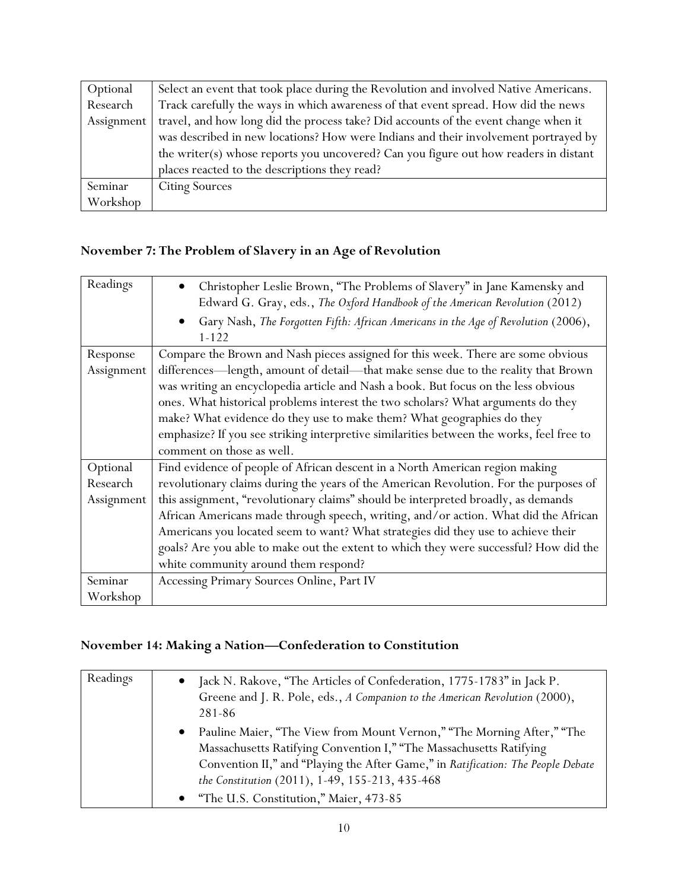| | |
|---|---|
| Optional Research Assignment | Select an event that took place during the Revolution and involved Native Americans. Track carefully the ways in which awareness of that event spread. How did the news travel, and how long did the process take? Did accounts of the event change when it was described in new locations? How were Indians and their involvement portrayed by the writer(s) whose reports you uncovered? Can you figure out how readers in distant places reacted to the descriptions they read? |
| Seminar Workshop | Citing Sources |

### November 7: The Problem of Slavery in an Age of Revolution

| | |
|---|---|
| Readings | • Christopher Leslie Brown, "The Problems of Slavery" in Jane Kamensky and Edward G. Gray, eds., *The Oxford Handbook of the American Revolution* (2012)<br>• Gary Nash, *The Forgotten Fifth: African Americans in the Age of Revolution* (2006), 1-122 |
| Response Assignment | Compare the Brown and Nash pieces assigned for this week. There are some obvious differences—length, amount of detail—that make sense due to the reality that Brown was writing an encyclopedia article and Nash a book. But focus on the less obvious ones. What historical problems interest the two scholars? What arguments do they make? What evidence do they use to make them? What geographies do they emphasize? If you see striking interpretive similarities between the works, feel free to comment on those as well. |
| Optional Research Assignment | Find evidence of people of African descent in a North American region making revolutionary claims during the years of the American Revolution. For the purposes of this assignment, "revolutionary claims" should be interpreted broadly, as demands African Americans made through speech, writing, and/or action. What did the African Americans you located seem to want? What strategies did they use to achieve their goals? Are you able to make out the extent to which they were successful? How did the white community around them respond? |
| Seminar Workshop | Accessing Primary Sources Online, Part IV |

### November 14: Making a Nation—Confederation to Constitution

| | |
|---|---|
| Readings | • Jack N. Rakove, "The Articles of Confederation, 1775-1783" in Jack P. Greene and J. R. Pole, eds., *A Companion to the American Revolution* (2000), 281-86<br>• Pauline Maier, "The View from Mount Vernon," "The Morning After," "The Massachusetts Ratifying Convention I," "The Massachusetts Ratifying Convention II," and "Playing the After Game," in *Ratification: The People Debate the Constitution* (2011), 1-49, 155-213, 435-468<br>• "The U.S. Constitution," Maier, 473-85 |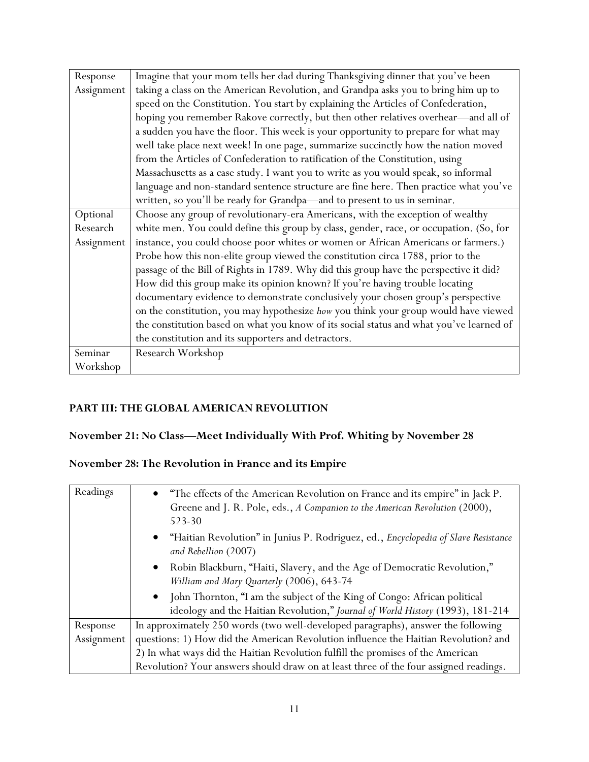| | |
|---|---|
| Response Assignment | Imagine that your mom tells her dad during Thanksgiving dinner that you've been taking a class on the American Revolution, and Grandpa asks you to bring him up to speed on the Constitution. You start by explaining the Articles of Confederation, hoping you remember Rakove correctly, but then other relatives overhear—and all of a sudden you have the floor. This week is your opportunity to prepare for what may well take place next week! In one page, summarize succinctly how the nation moved from the Articles of Confederation to ratification of the Constitution, using Massachusetts as a case study. I want you to write as you would speak, so informal language and non-standard sentence structure are fine here. Then practice what you've written, so you'll be ready for Grandpa—and to present to us in seminar. |
| Optional Research Assignment | Choose any group of revolutionary-era Americans, with the exception of wealthy white men. You could define this group by class, gender, race, or occupation. (So, for instance, you could choose poor whites or women or African Americans or farmers.) Probe how this non-elite group viewed the constitution circa 1788, prior to the passage of the Bill of Rights in 1789. Why did this group have the perspective it did? How did this group make its opinion known? If you're having trouble locating documentary evidence to demonstrate conclusively your chosen group's perspective on the constitution, you may hypothesize *how* you think your group would have viewed the constitution based on what you know of its social status and what you've learned of the constitution and its supporters and detractors. |
| Seminar Workshop | Research Workshop |

## PART III: THE GLOBAL AMERICAN REVOLUTION

### November 21: No Class—Meet Individually With Prof. Whiting by November 28

### November 28: The Revolution in France and its Empire

| | |
|---|---|
| Readings | • "The effects of the American Revolution on France and its empire" in Jack P. Greene and J. R. Pole, eds., *A Companion to the American Revolution* (2000), 523-30<br>• "Haitian Revolution" in Junius P. Rodriguez, ed., *Encyclopedia of Slave Resistance and Rebellion* (2007)<br>• Robin Blackburn, "Haiti, Slavery, and the Age of Democratic Revolution," *William and Mary Quarterly* (2006), 643-74<br>• John Thornton, "I am the subject of the King of Congo: African political ideology and the Haitian Revolution," *Journal of World History* (1993), 181-214 |
| Response Assignment | In approximately 250 words (two well-developed paragraphs), answer the following questions: 1) How did the American Revolution influence the Haitian Revolution? and 2) In what ways did the Haitian Revolution fulfill the promises of the American Revolution? Your answers should draw on at least three of the four assigned readings. |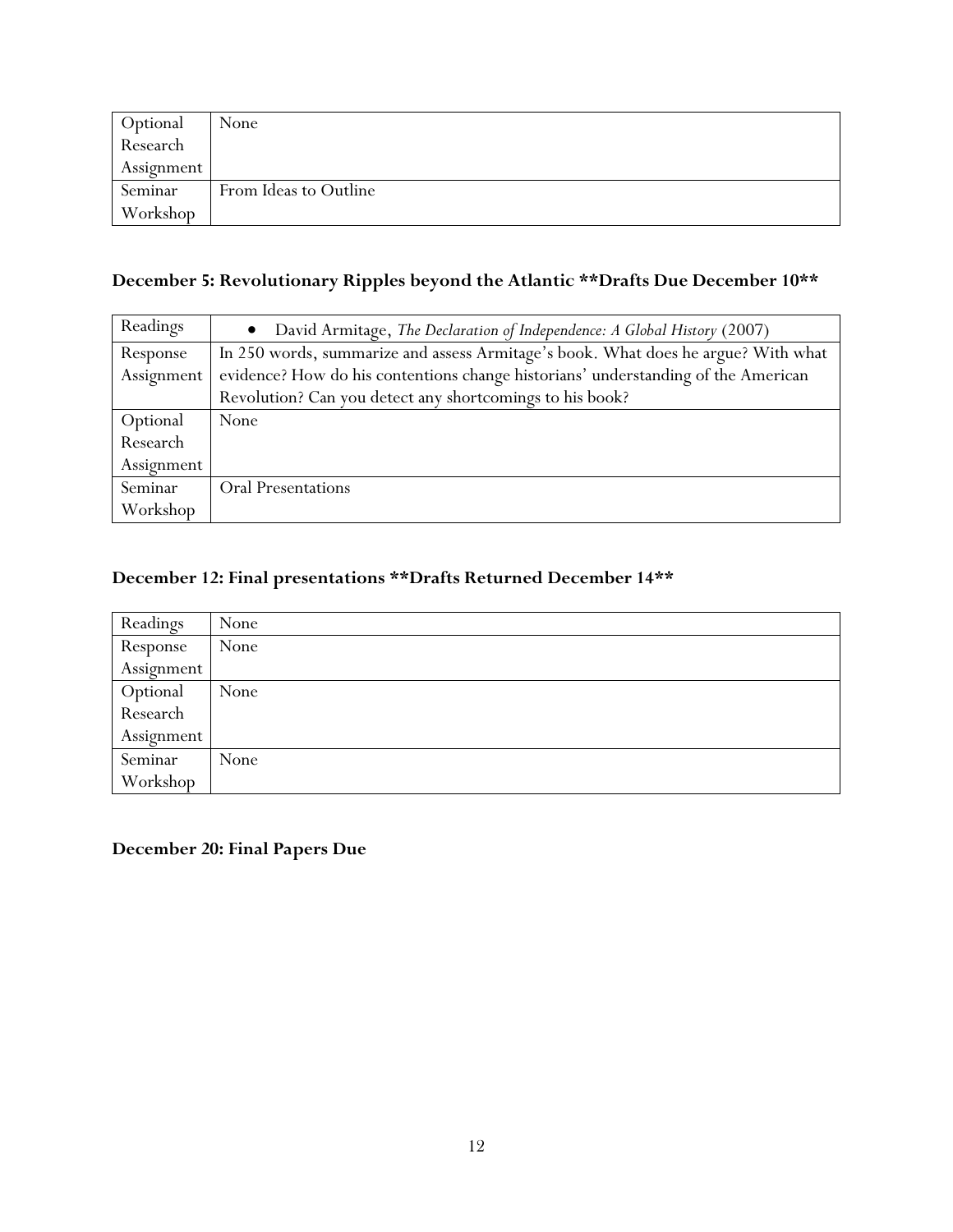| | |
|---|---|
| Optional Research Assignment | None |
| Seminar Workshop | From Ideas to Outline |

**December 5: Revolutionary Ripples beyond the Atlantic **Drafts Due December 10****

| | |
|---|---|
| Readings | • David Armitage, *The Declaration of Independence: A Global History* (2007) |
| Response Assignment | In 250 words, summarize and assess Armitage's book. What does he argue? With what evidence? How do his contentions change historians' understanding of the American Revolution? Can you detect any shortcomings to his book? |
| Optional Research Assignment | None |
| Seminar Workshop | Oral Presentations |

**December 12: Final presentations **Drafts Returned December 14****

| | |
|---|---|
| Readings | None |
| Response Assignment | None |
| Optional Research Assignment | None |
| Seminar Workshop | None |

**December 20: Final Papers Due**